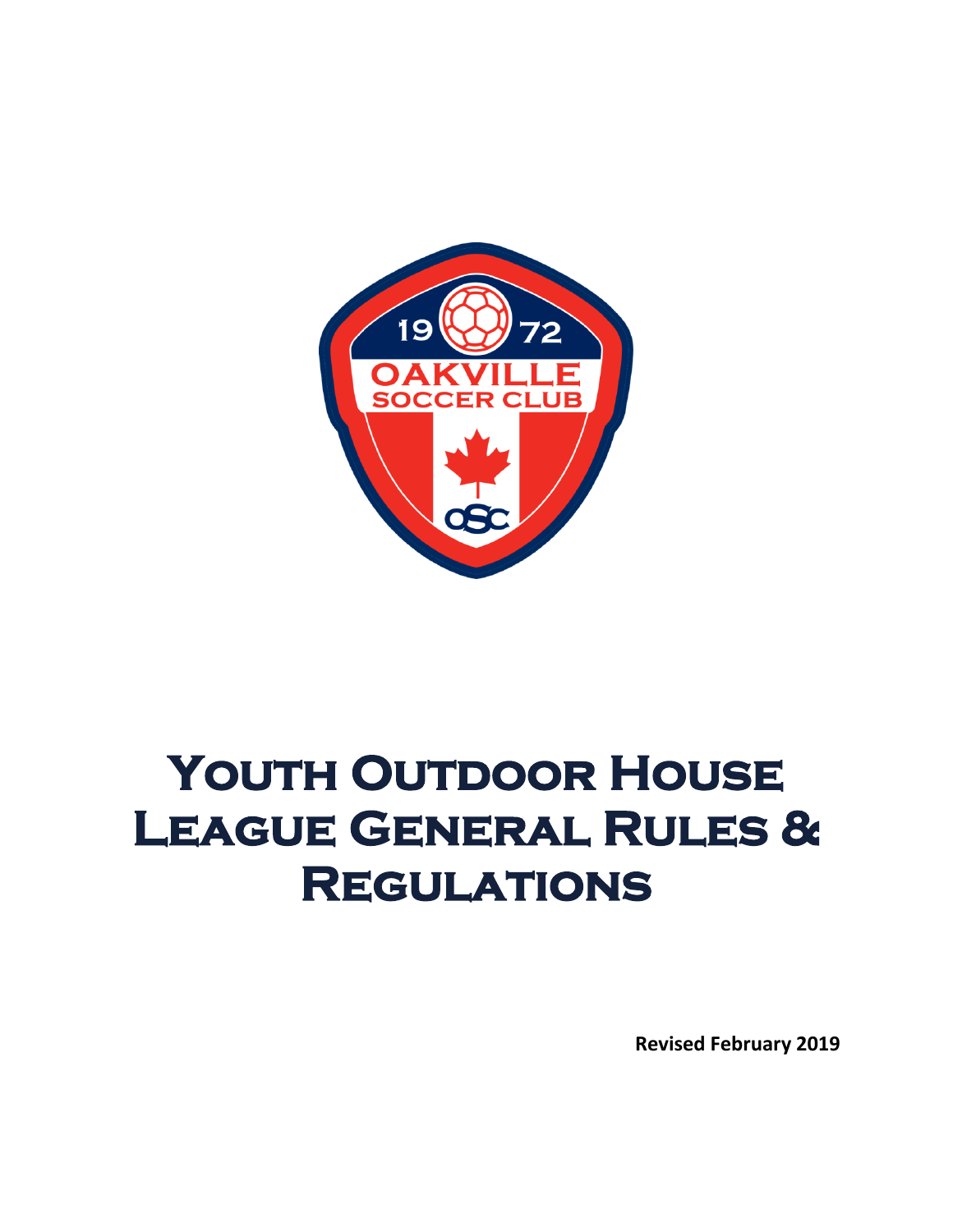# Youth Outdoor House League General Rules & Regulations

**Revised February 2019**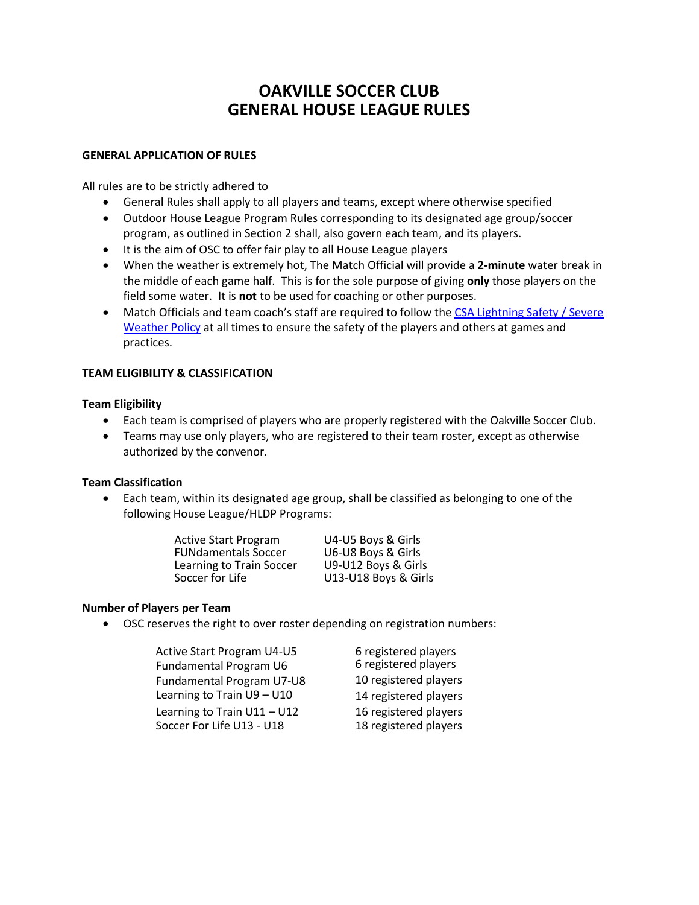# OAKVILLE SOCCER CLUB
# GENERAL HOUSE LEAGUE RULES

**GENERAL APPLICATION OF RULES**

All rules are to be strictly adhered to

- General Rules shall apply to all players and teams, except where otherwise specified
- Outdoor House League Program Rules corresponding to its designated age group/soccer program, as outlined in Section 2 shall, also govern each team, and its players.
- It is the aim of OSC to offer fair play to all House League players
- When the weather is extremely hot, The Match Official will provide a **2-minute** water break in the middle of each game half. This is for the sole purpose of giving **only** those players on the field some water. It is **not** to be used for coaching or other purposes.
- Match Officials and team coach's staff are required to follow the CSA Lightning Safety / Severe Weather Policy at all times to ensure the safety of the players and others at games and practices.

**TEAM ELIGIBILITY & CLASSIFICATION**

**Team Eligibility**

- Each team is comprised of players who are properly registered with the Oakville Soccer Club.
- Teams may use only players, who are registered to their team roster, except as otherwise authorized by the convenor.

**Team Classification**

- Each team, within its designated age group, shall be classified as belonging to one of the following House League/HLDP Programs:

| | |
|---|---|
| Active Start Program | U4-U5 Boys & Girls |
| FUNdamentals Soccer | U6-U8 Boys & Girls |
| Learning to Train Soccer | U9-U12 Boys & Girls |
| Soccer for Life | U13-U18 Boys & Girls |

**Number of Players per Team**

- OSC reserves the right to over roster depending on registration numbers:

| | |
|---|---|
| Active Start Program U4-U5 | 6 registered players |
| Fundamental Program U6 | 6 registered players |
| Fundamental Program U7-U8 | 10 registered players |
| Learning to Train U9 – U10 | 14 registered players |
| Learning to Train U11 – U12 | 16 registered players |
| Soccer For Life U13 - U18 | 18 registered players |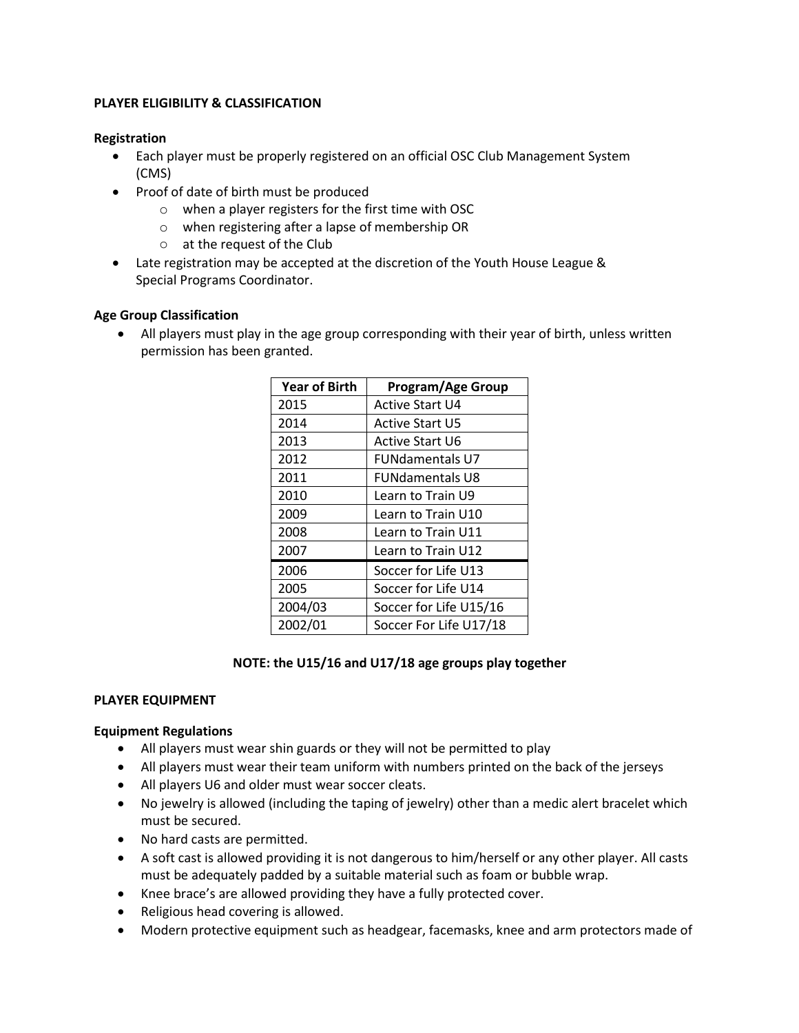**PLAYER ELIGIBILITY & CLASSIFICATION**

**Registration**

- Each player must be properly registered on an official OSC Club Management System (CMS)
- Proof of date of birth must be produced
  - when a player registers for the first time with OSC
  - when registering after a lapse of membership OR
  - at the request of the Club
- Late registration may be accepted at the discretion of the Youth House League & Special Programs Coordinator.

**Age Group Classification**

- All players must play in the age group corresponding with their year of birth, unless written permission has been granted.

| Year of Birth | Program/Age Group |
|---|---|
| 2015 | Active Start U4 |
| 2014 | Active Start U5 |
| 2013 | Active Start U6 |
| 2012 | FUNdamentals U7 |
| 2011 | FUNdamentals U8 |
| 2010 | Learn to Train U9 |
| 2009 | Learn to Train U10 |
| 2008 | Learn to Train U11 |
| 2007 | Learn to Train U12 |
| 2006 | Soccer for Life U13 |
| 2005 | Soccer for Life U14 |
| 2004/03 | Soccer for Life U15/16 |
| 2002/01 | Soccer For Life U17/18 |

**NOTE: the U15/16 and U17/18 age groups play together**

**PLAYER EQUIPMENT**

**Equipment Regulations**

- All players must wear shin guards or they will not be permitted to play
- All players must wear their team uniform with numbers printed on the back of the jerseys
- All players U6 and older must wear soccer cleats.
- No jewelry is allowed (including the taping of jewelry) other than a medic alert bracelet which must be secured.
- No hard casts are permitted.
- A soft cast is allowed providing it is not dangerous to him/herself or any other player. All casts must be adequately padded by a suitable material such as foam or bubble wrap.
- Knee brace's are allowed providing they have a fully protected cover.
- Religious head covering is allowed.
- Modern protective equipment such as headgear, facemasks, knee and arm protectors made of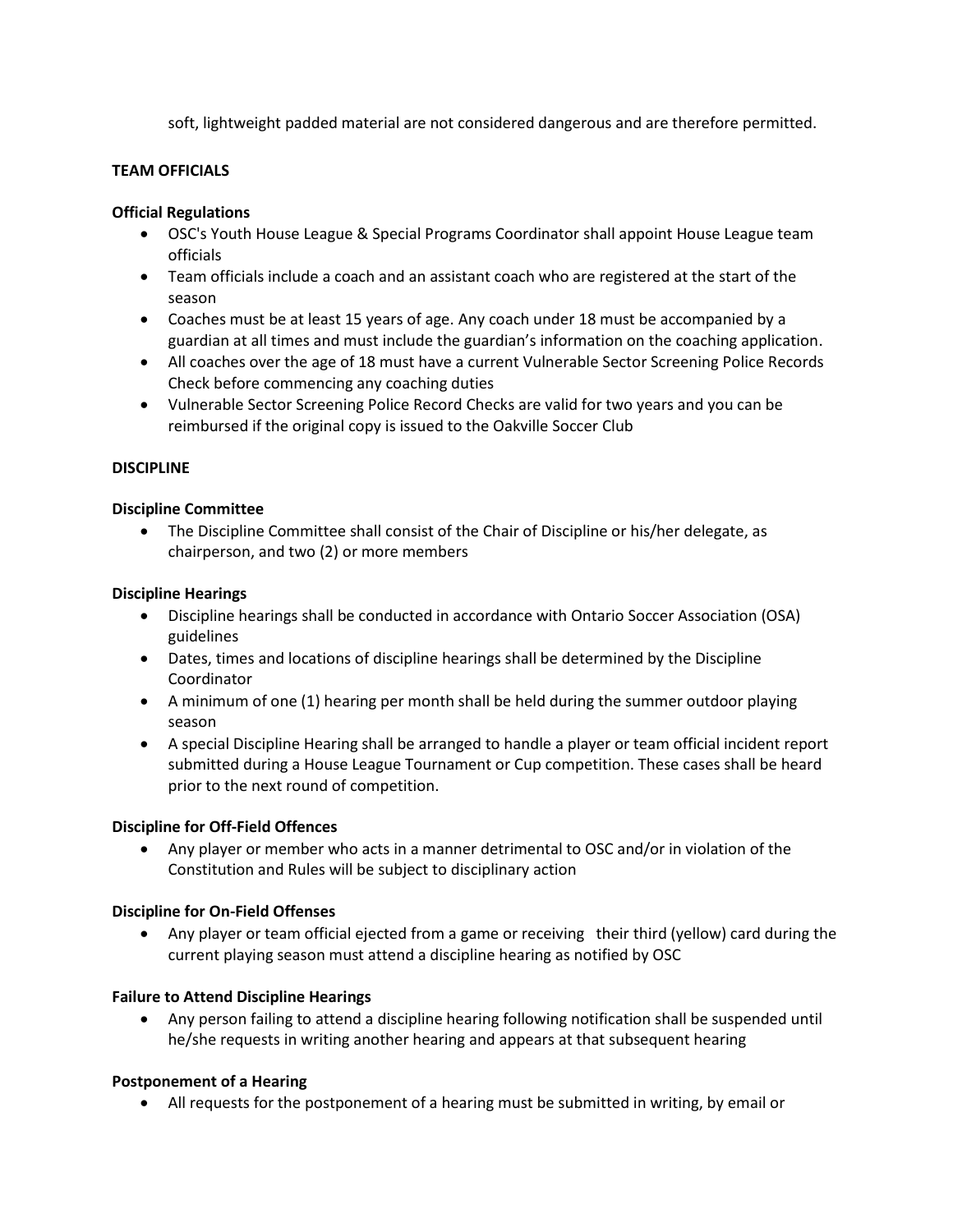soft, lightweight padded material are not considered dangerous and are therefore permitted.

## TEAM OFFICIALS

### Official Regulations

- OSC's Youth House League & Special Programs Coordinator shall appoint House League team officials
- Team officials include a coach and an assistant coach who are registered at the start of the season
- Coaches must be at least 15 years of age. Any coach under 18 must be accompanied by a guardian at all times and must include the guardian's information on the coaching application.
- All coaches over the age of 18 must have a current Vulnerable Sector Screening Police Records Check before commencing any coaching duties
- Vulnerable Sector Screening Police Record Checks are valid for two years and you can be reimbursed if the original copy is issued to the Oakville Soccer Club

## DISCIPLINE

### Discipline Committee

- The Discipline Committee shall consist of the Chair of Discipline or his/her delegate, as chairperson, and two (2) or more members

### Discipline Hearings

- Discipline hearings shall be conducted in accordance with Ontario Soccer Association (OSA) guidelines
- Dates, times and locations of discipline hearings shall be determined by the Discipline Coordinator
- A minimum of one (1) hearing per month shall be held during the summer outdoor playing season
- A special Discipline Hearing shall be arranged to handle a player or team official incident report submitted during a House League Tournament or Cup competition. These cases shall be heard prior to the next round of competition.

### Discipline for Off-Field Offences

- Any player or member who acts in a manner detrimental to OSC and/or in violation of the Constitution and Rules will be subject to disciplinary action

### Discipline for On-Field Offenses

- Any player or team official ejected from a game or receiving their third (yellow) card during the current playing season must attend a discipline hearing as notified by OSC

### Failure to Attend Discipline Hearings

- Any person failing to attend a discipline hearing following notification shall be suspended until he/she requests in writing another hearing and appears at that subsequent hearing

### Postponement of a Hearing

- All requests for the postponement of a hearing must be submitted in writing, by email or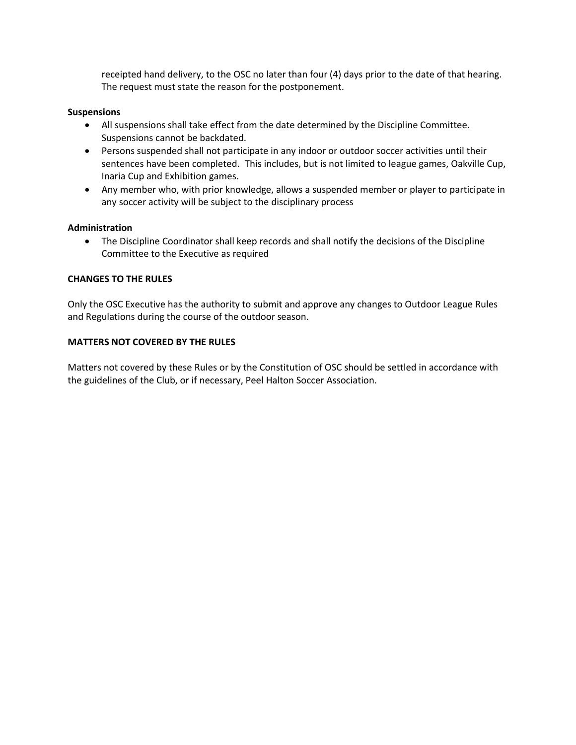receipted hand delivery, to the OSC no later than four (4) days prior to the date of that hearing. The request must state the reason for the postponement.

**Suspensions**

- All suspensions shall take effect from the date determined by the Discipline Committee. Suspensions cannot be backdated.
- Persons suspended shall not participate in any indoor or outdoor soccer activities until their sentences have been completed. This includes, but is not limited to league games, Oakville Cup, Inaria Cup and Exhibition games.
- Any member who, with prior knowledge, allows a suspended member or player to participate in any soccer activity will be subject to the disciplinary process

**Administration**

- The Discipline Coordinator shall keep records and shall notify the decisions of the Discipline Committee to the Executive as required

**CHANGES TO THE RULES**

Only the OSC Executive has the authority to submit and approve any changes to Outdoor League Rules and Regulations during the course of the outdoor season.

**MATTERS NOT COVERED BY THE RULES**

Matters not covered by these Rules or by the Constitution of OSC should be settled in accordance with the guidelines of the Club, or if necessary, Peel Halton Soccer Association.